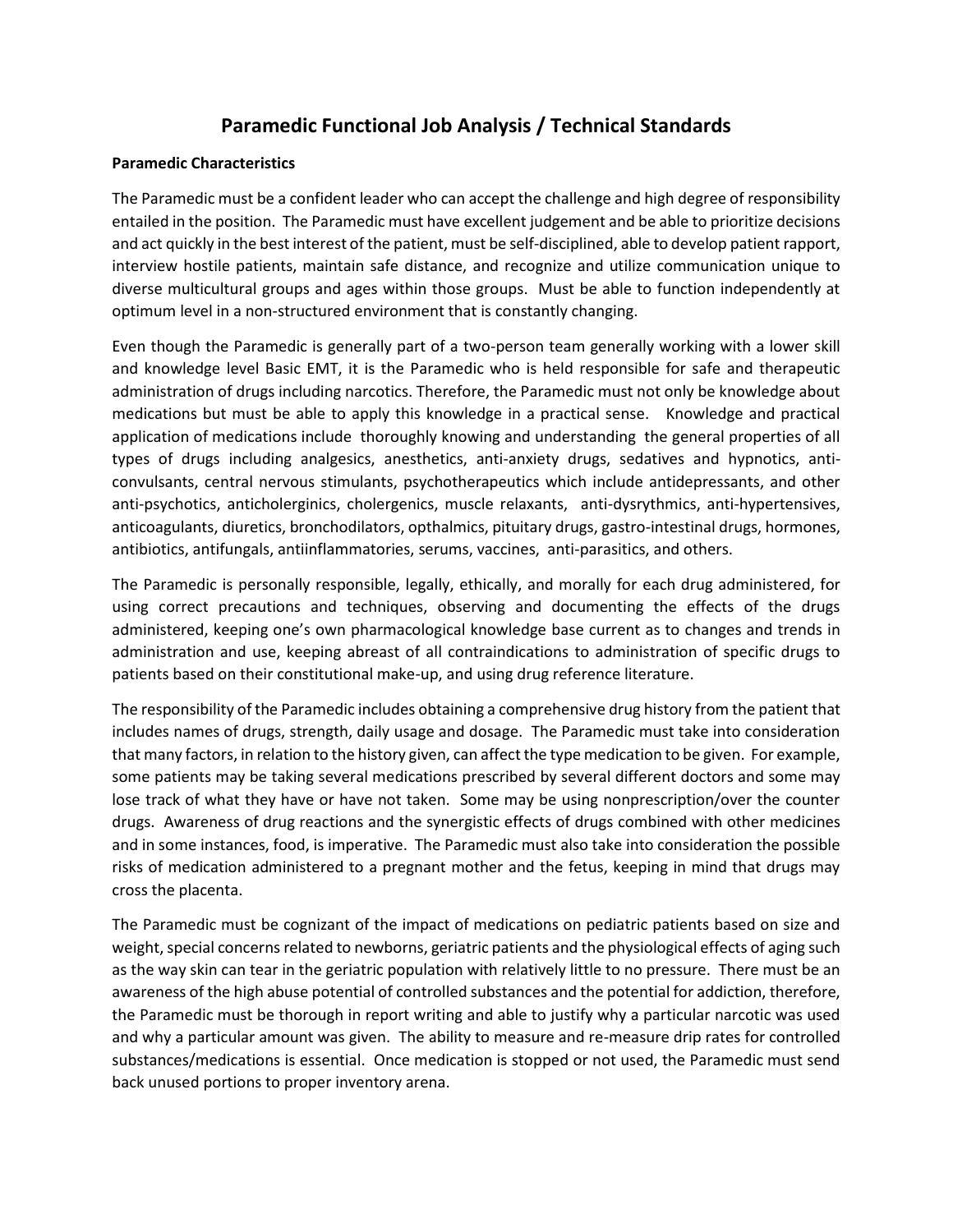# Paramedic Functional Job Analysis / Technical Standards

### Paramedic Characteristics

The Paramedic must be a confident leader who can accept the challenge and high degree of responsibility entailed in the position. The Paramedic must have excellent judgement and be able to prioritize decisions and act quickly in the best interest of the patient, must be self-disciplined, able to develop patient rapport, interview hostile patients, maintain safe distance, and recognize and utilize communication unique to diverse multicultural groups and ages within those groups. Must be able to function independently at optimum level in a non-structured environment that is constantly changing.

Even though the Paramedic is generally part of a two-person team generally working with a lower skill and knowledge level Basic EMT, it is the Paramedic who is held responsible for safe and therapeutic administration of drugs including narcotics. Therefore, the Paramedic must not only be knowledge about medications but must be able to apply this knowledge in a practical sense. Knowledge and practical application of medications include thoroughly knowing and understanding the general properties of all types of drugs including analgesics, anesthetics, anti-anxiety drugs, sedatives and hypnotics, anti-convulsants, central nervous stimulants, psychotherapeutics which include antidepressants, and other anti-psychotics, anticholerginics, cholergenics, muscle relaxants, anti-dysrythmics, anti-hypertensives, anticoagulants, diuretics, bronchodilators, opthalmics, pituitary drugs, gastro-intestinal drugs, hormones, antibiotics, antifungals, antiinflammatories, serums, vaccines, anti-parasitics, and others.

The Paramedic is personally responsible, legally, ethically, and morally for each drug administered, for using correct precautions and techniques, observing and documenting the effects of the drugs administered, keeping one's own pharmacological knowledge base current as to changes and trends in administration and use, keeping abreast of all contraindications to administration of specific drugs to patients based on their constitutional make-up, and using drug reference literature.

The responsibility of the Paramedic includes obtaining a comprehensive drug history from the patient that includes names of drugs, strength, daily usage and dosage. The Paramedic must take into consideration that many factors, in relation to the history given, can affect the type medication to be given. For example, some patients may be taking several medications prescribed by several different doctors and some may lose track of what they have or have not taken. Some may be using nonprescription/over the counter drugs. Awareness of drug reactions and the synergistic effects of drugs combined with other medicines and in some instances, food, is imperative. The Paramedic must also take into consideration the possible risks of medication administered to a pregnant mother and the fetus, keeping in mind that drugs may cross the placenta.

The Paramedic must be cognizant of the impact of medications on pediatric patients based on size and weight, special concerns related to newborns, geriatric patients and the physiological effects of aging such as the way skin can tear in the geriatric population with relatively little to no pressure. There must be an awareness of the high abuse potential of controlled substances and the potential for addiction, therefore, the Paramedic must be thorough in report writing and able to justify why a particular narcotic was used and why a particular amount was given. The ability to measure and re-measure drip rates for controlled substances/medications is essential. Once medication is stopped or not used, the Paramedic must send back unused portions to proper inventory arena.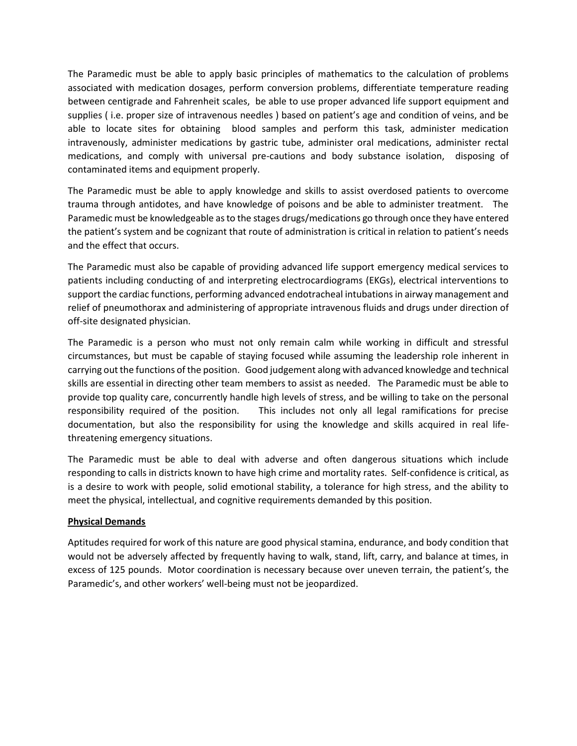The Paramedic must be able to apply basic principles of mathematics to the calculation of problems associated with medication dosages, perform conversion problems, differentiate temperature reading between centigrade and Fahrenheit scales, be able to use proper advanced life support equipment and supplies ( i.e. proper size of intravenous needles ) based on patient's age and condition of veins, and be able to locate sites for obtaining blood samples and perform this task, administer medication intravenously, administer medications by gastric tube, administer oral medications, administer rectal medications, and comply with universal pre-cautions and body substance isolation, disposing of contaminated items and equipment properly.

The Paramedic must be able to apply knowledge and skills to assist overdosed patients to overcome trauma through antidotes, and have knowledge of poisons and be able to administer treatment. The Paramedic must be knowledgeable as to the stages drugs/medications go through once they have entered the patient's system and be cognizant that route of administration is critical in relation to patient's needs and the effect that occurs.

The Paramedic must also be capable of providing advanced life support emergency medical services to patients including conducting of and interpreting electrocardiograms (EKGs), electrical interventions to support the cardiac functions, performing advanced endotracheal intubations in airway management and relief of pneumothorax and administering of appropriate intravenous fluids and drugs under direction of off-site designated physician.

The Paramedic is a person who must not only remain calm while working in difficult and stressful circumstances, but must be capable of staying focused while assuming the leadership role inherent in carrying out the functions of the position. Good judgement along with advanced knowledge and technical skills are essential in directing other team members to assist as needed. The Paramedic must be able to provide top quality care, concurrently handle high levels of stress, and be willing to take on the personal responsibility required of the position. This includes not only all legal ramifications for precise documentation, but also the responsibility for using the knowledge and skills acquired in real life-threatening emergency situations.

The Paramedic must be able to deal with adverse and often dangerous situations which include responding to calls in districts known to have high crime and mortality rates. Self-confidence is critical, as is a desire to work with people, solid emotional stability, a tolerance for high stress, and the ability to meet the physical, intellectual, and cognitive requirements demanded by this position.

**Physical Demands**

Aptitudes required for work of this nature are good physical stamina, endurance, and body condition that would not be adversely affected by frequently having to walk, stand, lift, carry, and balance at times, in excess of 125 pounds. Motor coordination is necessary because over uneven terrain, the patient's, the Paramedic's, and other workers' well-being must not be jeopardized.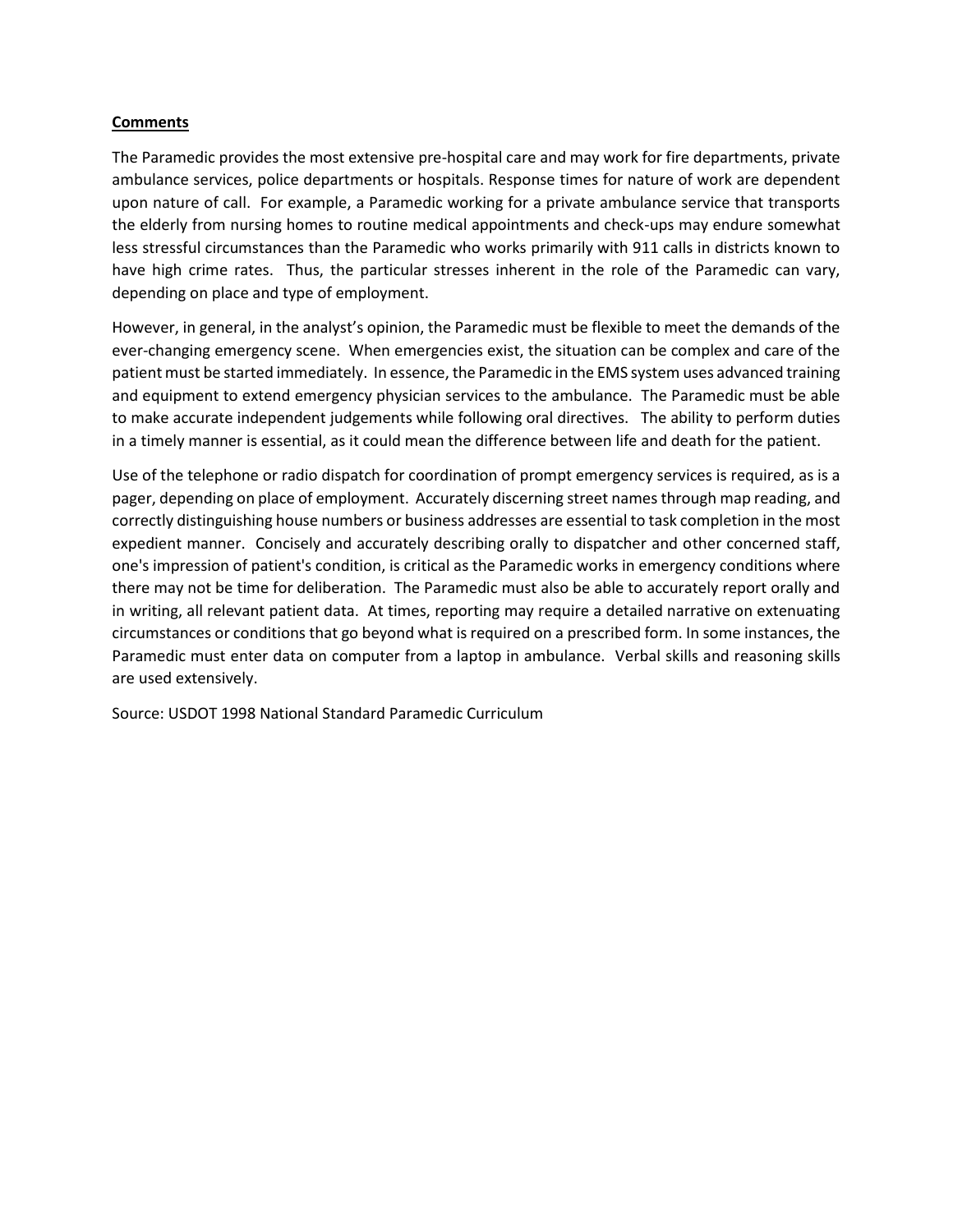**Comments**

The Paramedic provides the most extensive pre-hospital care and may work for fire departments, private ambulance services, police departments or hospitals. Response times for nature of work are dependent upon nature of call. For example, a Paramedic working for a private ambulance service that transports the elderly from nursing homes to routine medical appointments and check-ups may endure somewhat less stressful circumstances than the Paramedic who works primarily with 911 calls in districts known to have high crime rates. Thus, the particular stresses inherent in the role of the Paramedic can vary, depending on place and type of employment.

However, in general, in the analyst's opinion, the Paramedic must be flexible to meet the demands of the ever-changing emergency scene. When emergencies exist, the situation can be complex and care of the patient must be started immediately. In essence, the Paramedic in the EMS system uses advanced training and equipment to extend emergency physician services to the ambulance. The Paramedic must be able to make accurate independent judgements while following oral directives. The ability to perform duties in a timely manner is essential, as it could mean the difference between life and death for the patient.

Use of the telephone or radio dispatch for coordination of prompt emergency services is required, as is a pager, depending on place of employment. Accurately discerning street names through map reading, and correctly distinguishing house numbers or business addresses are essential to task completion in the most expedient manner. Concisely and accurately describing orally to dispatcher and other concerned staff, one's impression of patient's condition, is critical as the Paramedic works in emergency conditions where there may not be time for deliberation. The Paramedic must also be able to accurately report orally and in writing, all relevant patient data. At times, reporting may require a detailed narrative on extenuating circumstances or conditions that go beyond what is required on a prescribed form. In some instances, the Paramedic must enter data on computer from a laptop in ambulance. Verbal skills and reasoning skills are used extensively.

Source: USDOT 1998 National Standard Paramedic Curriculum